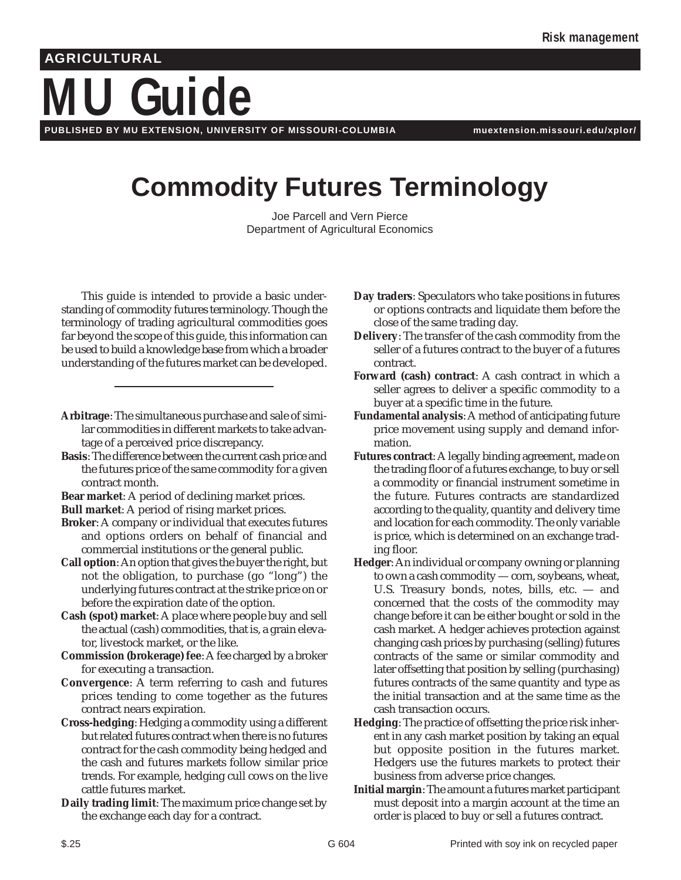Risk management

AGRICULTURAL

# MU Guide

PUBLISHED BY MU EXTENSION, UNIVERSITY OF MISSOURI-COLUMBIA — muextension.missouri.edu/xplor/

# Commodity Futures Terminology

Joe Parcell and Vern Pierce
Department of Agricultural Economics

This guide is intended to provide a basic understanding of commodity futures terminology. Though the terminology of trading agricultural commodities goes far beyond the scope of this guide, this information can be used to build a knowledge base from which a broader understanding of the futures market can be developed.

---

**Arbitrage**: The simultaneous purchase and sale of similar commodities in different markets to take advantage of a perceived price discrepancy.

**Basis**: The difference between the current cash price and the futures price of the same commodity for a given contract month.

**Bear market**: A period of declining market prices.

**Bull market**: A period of rising market prices.

**Broker**: A company or individual that executes futures and options orders on behalf of financial and commercial institutions or the general public.

**Call option**: An option that gives the buyer the right, but not the obligation, to purchase (go "long") the underlying futures contract at the strike price on or before the expiration date of the option.

**Cash (spot) market**: A place where people buy and sell the actual (cash) commodities, that is, a grain elevator, livestock market, or the like.

**Commission (brokerage) fee**: A fee charged by a broker for executing a transaction.

**Convergence**: A term referring to cash and futures prices tending to come together as the futures contract nears expiration.

**Cross-hedging**: Hedging a commodity using a different but related futures contract when there is no futures contract for the cash commodity being hedged and the cash and futures markets follow similar price trends. For example, hedging cull cows on the live cattle futures market.

**Daily trading limit**: The maximum price change set by the exchange each day for a contract.

**Day traders**: Speculators who take positions in futures or options contracts and liquidate them before the close of the same trading day.

**Delivery**: The transfer of the cash commodity from the seller of a futures contract to the buyer of a futures contract.

**Forward (cash) contract**: A cash contract in which a seller agrees to deliver a specific commodity to a buyer at a specific time in the future.

**Fundamental analysis**: A method of anticipating future price movement using supply and demand information.

**Futures contract**: A legally binding agreement, made on the trading floor of a futures exchange, to buy or sell a commodity or financial instrument sometime in the future. Futures contracts are standardized according to the quality, quantity and delivery time and location for each commodity. The only variable is price, which is determined on an exchange trading floor.

**Hedger**: An individual or company owning or planning to own a cash commodity — corn, soybeans, wheat, U.S. Treasury bonds, notes, bills, etc. — and concerned that the costs of the commodity may change before it can be either bought or sold in the cash market. A hedger achieves protection against changing cash prices by purchasing (selling) futures contracts of the same or similar commodity and later offsetting that position by selling (purchasing) futures contracts of the same quantity and type as the initial transaction and at the same time as the cash transaction occurs.

**Hedging**: The practice of offsetting the price risk inherent in any cash market position by taking an equal but opposite position in the futures market. Hedgers use the futures markets to protect their business from adverse price changes.

**Initial margin**: The amount a futures market participant must deposit into a margin account at the time an order is placed to buy or sell a futures contract.

$.25 — G 604 — Printed with soy ink on recycled paper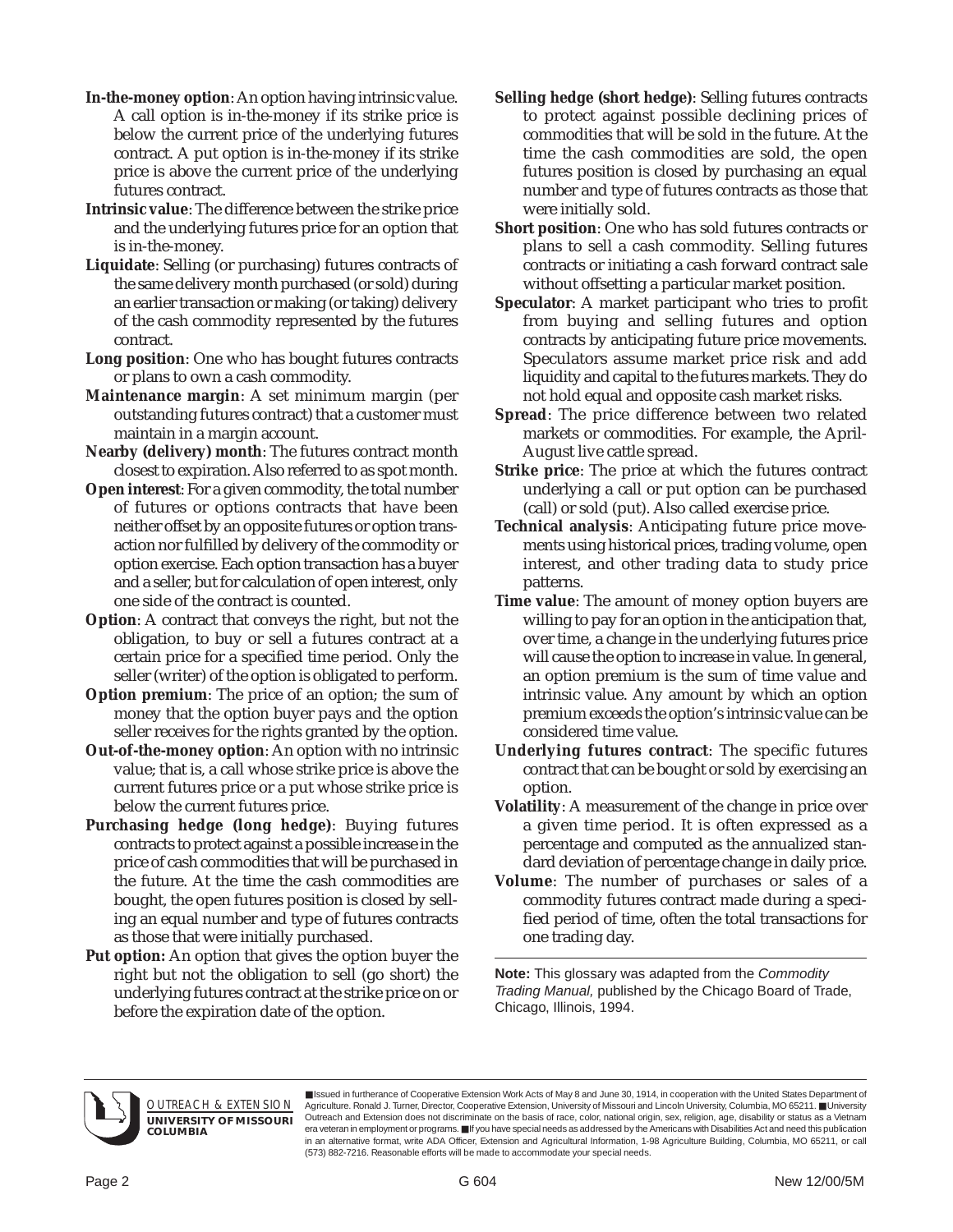**In-the-money option**: An option having intrinsic value. A call option is in-the-money if its strike price is below the current price of the underlying futures contract. A put option is in-the-money if its strike price is above the current price of the underlying futures contract.

**Intrinsic value**: The difference between the strike price and the underlying futures price for an option that is in-the-money.

**Liquidate**: Selling (or purchasing) futures contracts of the same delivery month purchased (or sold) during an earlier transaction or making (or taking) delivery of the cash commodity represented by the futures contract.

**Long position**: One who has bought futures contracts or plans to own a cash commodity.

**Maintenance margin**: A set minimum margin (per outstanding futures contract) that a customer must maintain in a margin account.

**Nearby (delivery) month**: The futures contract month closest to expiration. Also referred to as spot month.

**Open interest**: For a given commodity, the total number of futures or options contracts that have been neither offset by an opposite futures or option transaction nor fulfilled by delivery of the commodity or option exercise. Each option transaction has a buyer and a seller, but for calculation of open interest, only one side of the contract is counted.

**Option**: A contract that conveys the right, but not the obligation, to buy or sell a futures contract at a certain price for a specified time period. Only the seller (writer) of the option is obligated to perform.

**Option premium**: The price of an option; the sum of money that the option buyer pays and the option seller receives for the rights granted by the option.

**Out-of-the-money option**: An option with no intrinsic value; that is, a call whose strike price is above the current futures price or a put whose strike price is below the current futures price.

**Purchasing hedge (long hedge)**: Buying futures contracts to protect against a possible increase in the price of cash commodities that will be purchased in the future. At the time the cash commodities are bought, the open futures position is closed by selling an equal number and type of futures contracts as those that were initially purchased.

**Put option:** An option that gives the option buyer the right but not the obligation to sell (go short) the underlying futures contract at the strike price on or before the expiration date of the option.

**Selling hedge (short hedge)**: Selling futures contracts to protect against possible declining prices of commodities that will be sold in the future. At the time the cash commodities are sold, the open futures position is closed by purchasing an equal number and type of futures contracts as those that were initially sold.

**Short position**: One who has sold futures contracts or plans to sell a cash commodity. Selling futures contracts or initiating a cash forward contract sale without offsetting a particular market position.

**Speculator**: A market participant who tries to profit from buying and selling futures and option contracts by anticipating future price movements. Speculators assume market price risk and add liquidity and capital to the futures markets. They do not hold equal and opposite cash market risks.

**Spread**: The price difference between two related markets or commodities. For example, the April-August live cattle spread.

**Strike price**: The price at which the futures contract underlying a call or put option can be purchased (call) or sold (put). Also called exercise price.

**Technical analysis**: Anticipating future price movements using historical prices, trading volume, open interest, and other trading data to study price patterns.

**Time value**: The amount of money option buyers are willing to pay for an option in the anticipation that, over time, a change in the underlying futures price will cause the option to increase in value. In general, an option premium is the sum of time value and intrinsic value. Any amount by which an option premium exceeds the option's intrinsic value can be considered time value.

**Underlying futures contract**: The specific futures contract that can be bought or sold by exercising an option.

**Volatility**: A measurement of the change in price over a given time period. It is often expressed as a percentage and computed as the annualized standard deviation of percentage change in daily price.

**Volume**: The number of purchases or sales of a commodity futures contract made during a specified period of time, often the total transactions for one trading day.

---

**Note:** This glossary was adapted from the *Commodity Trading Manual*, published by the Chicago Board of Trade, Chicago, Illinois, 1994.

OUTREACH & EXTENSION
UNIVERSITY OF MISSOURI
COLUMBIA

■ Issued in furtherance of Cooperative Extension Work Acts of May 8 and June 30, 1914, in cooperation with the United States Department of Agriculture. Ronald J. Turner, Director, Cooperative Extension, University of Missouri and Lincoln University, Columbia, MO 65211. ■ University Outreach and Extension does not discriminate on the basis of race, color, national origin, sex, religion, age, disability or status as a Vietnam era veteran in employment or programs. ■ If you have special needs as addressed by the Americans with Disabilities Act and need this publication in an alternative format, write ADA Officer, Extension and Agricultural Information, 1-98 Agriculture Building, Columbia, MO 65211, or call (573) 882-7216. Reasonable efforts will be made to accommodate your special needs.

G 604 New 12/00/5M